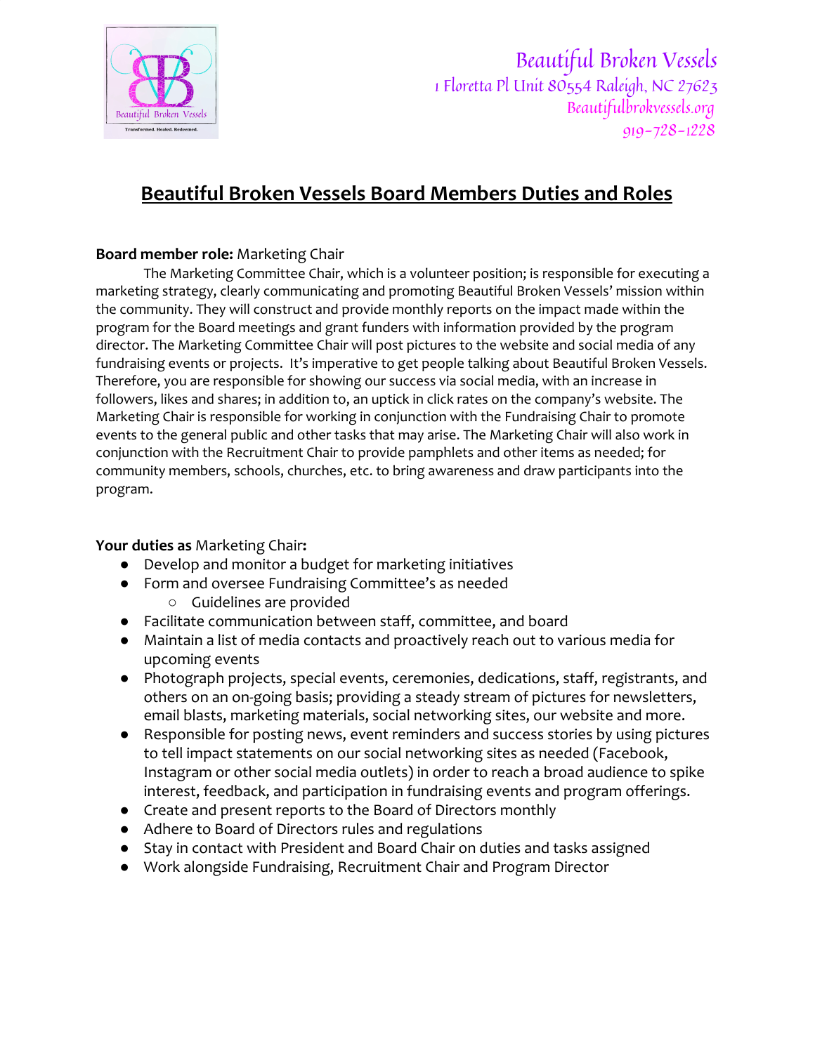Beautiful Broken Vessels
1 Floretta Pl Unit 80554 Raleigh, NC 27623
Beautifulbrokvessels.org
919-728-1228

# Beautiful Broken Vessels Board Members Duties and Roles

**Board member role:** Marketing Chair

The Marketing Committee Chair, which is a volunteer position; is responsible for executing a marketing strategy, clearly communicating and promoting Beautiful Broken Vessels' mission within the community. They will construct and provide monthly reports on the impact made within the program for the Board meetings and grant funders with information provided by the program director. The Marketing Committee Chair will post pictures to the website and social media of any fundraising events or projects. It's imperative to get people talking about Beautiful Broken Vessels. Therefore, you are responsible for showing our success via social media, with an increase in followers, likes and shares; in addition to, an uptick in click rates on the company's website. The Marketing Chair is responsible for working in conjunction with the Fundraising Chair to promote events to the general public and other tasks that may arise. The Marketing Chair will also work in conjunction with the Recruitment Chair to provide pamphlets and other items as needed; for community members, schools, churches, etc. to bring awareness and draw participants into the program.

**Your duties as** Marketing Chair**:**

- Develop and monitor a budget for marketing initiatives
- Form and oversee Fundraising Committee's as needed
  - Guidelines are provided
- Facilitate communication between staff, committee, and board
- Maintain a list of media contacts and proactively reach out to various media for upcoming events
- Photograph projects, special events, ceremonies, dedications, staff, registrants, and others on an on-going basis; providing a steady stream of pictures for newsletters, email blasts, marketing materials, social networking sites, our website and more.
- Responsible for posting news, event reminders and success stories by using pictures to tell impact statements on our social networking sites as needed (Facebook, Instagram or other social media outlets) in order to reach a broad audience to spike interest, feedback, and participation in fundraising events and program offerings.
- Create and present reports to the Board of Directors monthly
- Adhere to Board of Directors rules and regulations
- Stay in contact with President and Board Chair on duties and tasks assigned
- Work alongside Fundraising, Recruitment Chair and Program Director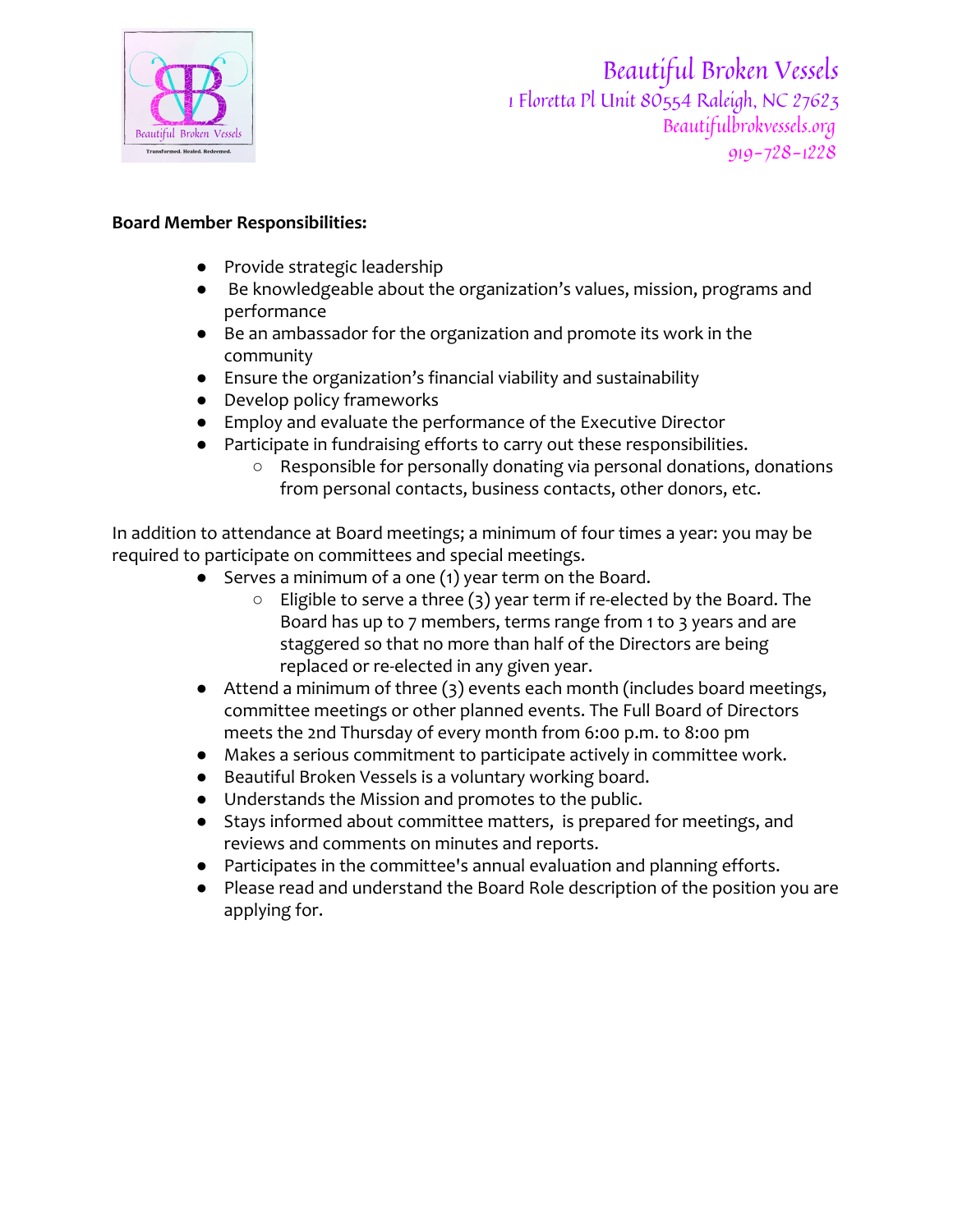Beautiful Broken Vessels
1 Floretta Pl Unit 80554 Raleigh, NC 27623
Beautifulbrokvessels.org
919-728-1228

**Board Member Responsibilities:**

- Provide strategic leadership
- Be knowledgeable about the organization's values, mission, programs and performance
- Be an ambassador for the organization and promote its work in the community
- Ensure the organization's financial viability and sustainability
- Develop policy frameworks
- Employ and evaluate the performance of the Executive Director
- Participate in fundraising efforts to carry out these responsibilities.
  - Responsible for personally donating via personal donations, donations from personal contacts, business contacts, other donors, etc.

In addition to attendance at Board meetings; a minimum of four times a year: you may be required to participate on committees and special meetings.

- Serves a minimum of a one (1) year term on the Board.
  - Eligible to serve a three (3) year term if re-elected by the Board. The Board has up to 7 members, terms range from 1 to 3 years and are staggered so that no more than half of the Directors are being replaced or re-elected in any given year.
- Attend a minimum of three (3) events each month (includes board meetings, committee meetings or other planned events. The Full Board of Directors meets the 2nd Thursday of every month from 6:00 p.m. to 8:00 pm
- Makes a serious commitment to participate actively in committee work.
- Beautiful Broken Vessels is a voluntary working board.
- Understands the Mission and promotes to the public.
- Stays informed about committee matters, is prepared for meetings, and reviews and comments on minutes and reports.
- Participates in the committee's annual evaluation and planning efforts.
- Please read and understand the Board Role description of the position you are applying for.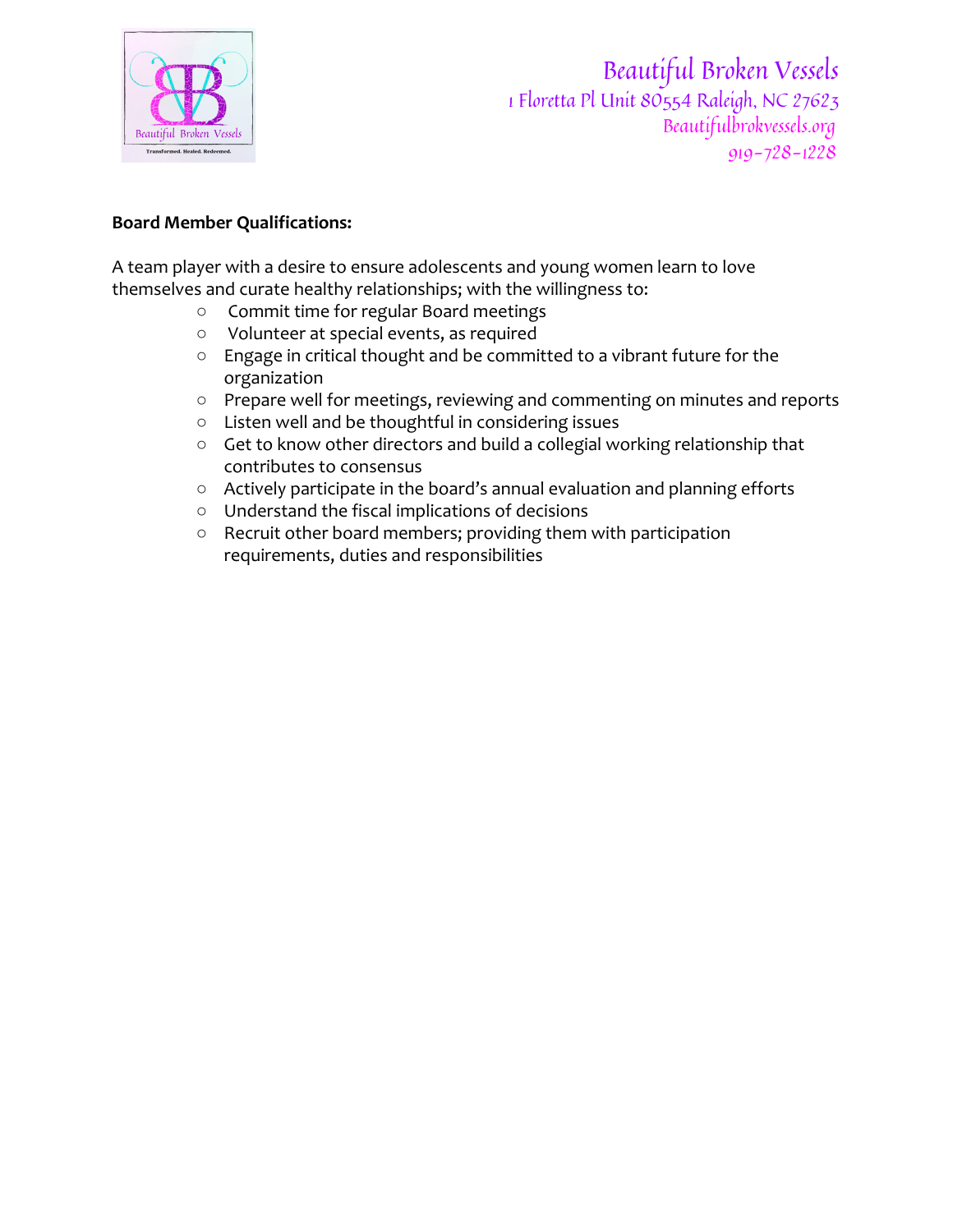Beautiful Broken Vessels
1 Floretta Pl Unit 80554 Raleigh, NC 27623
Beautifulbrokvessels.org
919-728-1228

**Board Member Qualifications:**

A team player with a desire to ensure adolescents and young women learn to love themselves and curate healthy relationships; with the willingness to:

- Commit time for regular Board meetings
- Volunteer at special events, as required
- Engage in critical thought and be committed to a vibrant future for the organization
- Prepare well for meetings, reviewing and commenting on minutes and reports
- Listen well and be thoughtful in considering issues
- Get to know other directors and build a collegial working relationship that contributes to consensus
- Actively participate in the board's annual evaluation and planning efforts
- Understand the fiscal implications of decisions
- Recruit other board members; providing them with participation requirements, duties and responsibilities